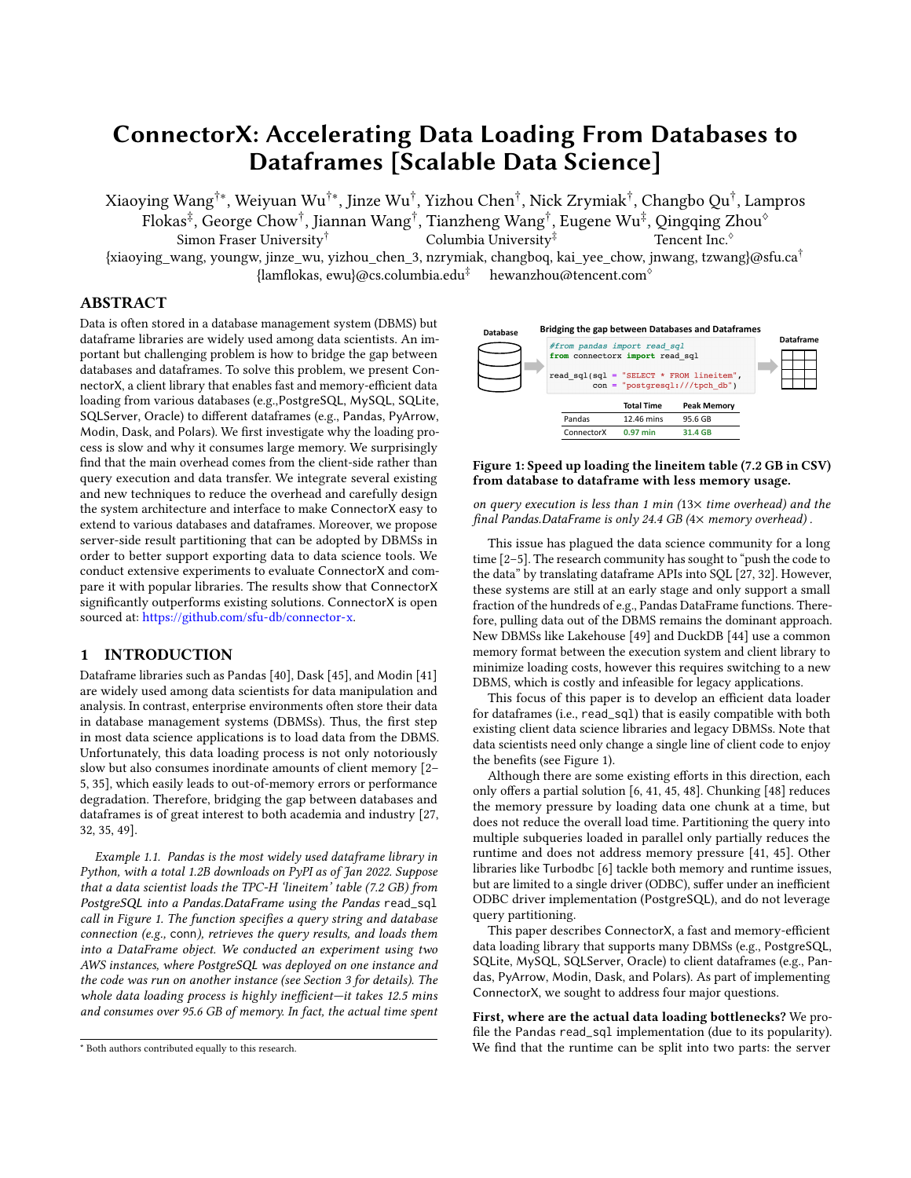# ConnectorX: Accelerating Data Loading From Databases to Dataframes [Scalable Data Science]

Xiaoying Wang[†*], Weiyuan Wu[†*], Jinze Wu[†], Yizhou Chen[†], Nick Zrymiak[†], Changbo Qu[†], Lampros Flokas[‡], George Chow[†], Jiannan Wang[†], Tianzheng Wang[†], Eugene Wu[‡], Qingqing Zhou[◇]

Simon Fraser University[†] Columbia University[‡] Tencent Inc.[◇]

{xiaoying_wang, youngw, jinze_wu, yizhou_chen_3, nzrymiak, changboq, kai_yee_chow, jnwang, tzwang}@sfu.ca[†]
{lamflokas, ewu}@cs.columbia.edu[‡] hewanzhou@tencent.com[◇]

## ABSTRACT

Data is often stored in a database management system (DBMS) but dataframe libraries are widely used among data scientists. An important but challenging problem is how to bridge the gap between databases and dataframes. To solve this problem, we present ConnectorX, a client library that enables fast and memory-efficient data loading from various databases (e.g.,PostgreSQL, MySQL, SQLite, SQLServer, Oracle) to different dataframes (e.g., Pandas, PyArrow, Modin, Dask, and Polars). We first investigate why the loading process is slow and why it consumes large memory. We surprisingly find that the main overhead comes from the client-side rather than query execution and data transfer. We integrate several existing and new techniques to reduce the overhead and carefully design the system architecture and interface to make ConnectorX easy to extend to various databases and dataframes. Moreover, we propose server-side result partitioning that can be adopted by DBMSs in order to better support exporting data to data science tools. We conduct extensive experiments to evaluate ConnectorX and compare it with popular libraries. The results show that ConnectorX significantly outperforms existing solutions. ConnectorX is open sourced at: https://github.com/sfu-db/connector-x.

## 1 INTRODUCTION

Dataframe libraries such as Pandas [40], Dask [45], and Modin [41] are widely used among data scientists for data manipulation and analysis. In contrast, enterprise environments often store their data in database management systems (DBMSs). Thus, the first step in most data science applications is to load data from the DBMS. Unfortunately, this data loading process is not only notoriously slow but also consumes inordinate amounts of client memory [2–5, 35], which easily leads to out-of-memory errors or performance degradation. Therefore, bridging the gap between databases and dataframes is of great interest to both academia and industry [27, 32, 35, 49].

*Example 1.1. Pandas is the most widely used dataframe library in Python, with a total 1.2B downloads on PyPI as of Jan 2022. Suppose that a data scientist loads the TPC-H 'lineitem' table (7.2 GB) from PostgreSQL into a Pandas.DataFrame using the Pandas* `read_sql` *call in Figure 1. The function specifies a query string and database connection (e.g.,* `conn`*), retrieves the query results, and loads them into a DataFrame object. We conducted an experiment using two AWS instances, where PostgreSQL was deployed on one instance and the code was run on another instance (see Section 3 for details). The whole data loading process is highly inefficient—it takes 12.5 mins and consumes over 95.6 GB of memory. In fact, the actual time spent on query execution is less than 1 min (13× time overhead) and the final Pandas.DataFrame is only 24.4 GB (4× memory overhead).*

Database — Bridging the gap between Databases and Dataframes — Dataframe

```
#from pandas import read_sql
from connectorx import read_sql

read_sql(sql = "SELECT * FROM lineitem",
         con = "postgresql:///tpch_db")
```

| | Total Time | Peak Memory |
|---|---|---|
| Pandas | 12.46 mins | 95.6 GB |
| ConnectorX | 0.97 min | 31.4 GB |

**Figure 1: Speed up loading the lineitem table (7.2 GB in CSV) from database to dataframe with less memory usage.**

This issue has plagued the data science community for a long time [2–5]. The research community has sought to "push the code to the data" by translating dataframe APIs into SQL [27, 32]. However, these systems are still at an early stage and only support a small fraction of the hundreds of e.g., Pandas DataFrame functions. Therefore, pulling data out of the DBMS remains the dominant approach. New DBMSs like Lakehouse [49] and DuckDB [44] use a common memory format between the execution system and client library to minimize loading costs, however this requires switching to a new DBMS, which is costly and infeasible for legacy applications.

This focus of this paper is to develop an efficient data loader for dataframes (i.e., `read_sql`) that is easily compatible with both existing client data science libraries and legacy DBMSs. Note that data scientists need only change a single line of client code to enjoy the benefits (see Figure 1).

Although there are some existing efforts in this direction, each only offers a partial solution [6, 41, 45, 48]. Chunking [48] reduces the memory pressure by loading data one chunk at a time, but does not reduce the overall load time. Partitioning the query into multiple subqueries loaded in parallel only partially reduces the runtime and does not address memory pressure [41, 45]. Other libraries like Turbodbc [6] tackle both memory and runtime issues, but are limited to a single driver (ODBC), suffer under an inefficient ODBC driver implementation (PostgreSQL), and do not leverage query partitioning.

This paper describes ConnectorX, a fast and memory-efficient data loading library that supports many DBMSs (e.g., PostgreSQL, SQLite, MySQL, SQLServer, Oracle) to client dataframes (e.g., Pandas, PyArrow, Modin, Dask, and Polars). As part of implementing ConnectorX, we sought to address four major questions.

**First, where are the actual data loading bottlenecks?** We profile the Pandas `read_sql` implementation (due to its popularity). We find that the runtime can be split into two parts: the server

---

* Both authors contributed equally to this research.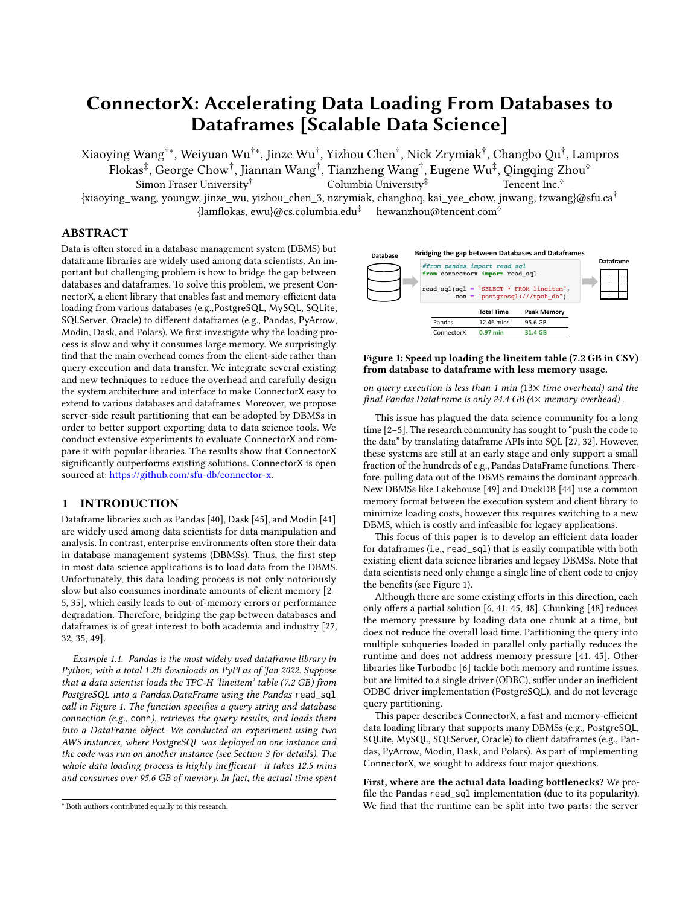# ConnectorX: Accelerating Data Loading From Databases to Dataframes [Scalable Data Science]

Xiaoying Wang[†*], Weiyuan Wu[†*], Jinze Wu[†], Yizhou Chen[†], Nick Zrymiak[†], Changbo Qu[†], Lampros Flokas[‡], George Chow[†], Jiannan Wang[†], Tianzheng Wang[†], Eugene Wu[‡], Qingqing Zhou[◇]

Simon Fraser University[†] Columbia University[‡] Tencent Inc.[◇]

{xiaoying_wang, youngw, jinze_wu, yizhou_chen_3, nzrymiak, changboq, kai_yee_chow, jnwang, tzwang}@sfu.ca[†]
{lamflokas, ewu}@cs.columbia.edu[‡] hewanzhou@tencent.com[◇]

## ABSTRACT

Data is often stored in a database management system (DBMS) but dataframe libraries are widely used among data scientists. An important but challenging problem is how to bridge the gap between databases and dataframes. To solve this problem, we present ConnectorX, a client library that enables fast and memory-efficient data loading from various databases (e.g.,PostgreSQL, MySQL, SQLite, SQLServer, Oracle) to different dataframes (e.g., Pandas, PyArrow, Modin, Dask, and Polars). We first investigate why the loading process is slow and why it consumes large memory. We surprisingly find that the main overhead comes from the client-side rather than query execution and data transfer. We integrate several existing and new techniques to reduce the overhead and carefully design the system architecture and interface to make ConnectorX easy to extend to various databases and dataframes. Moreover, we propose server-side result partitioning that can be adopted by DBMSs in order to better support exporting data to data science tools. We conduct extensive experiments to evaluate ConnectorX and compare it with popular libraries. The results show that ConnectorX significantly outperforms existing solutions. ConnectorX is open sourced at: https://github.com/sfu-db/connector-x.

## 1 INTRODUCTION

Dataframe libraries such as Pandas [40], Dask [45], and Modin [41] are widely used among data scientists for data manipulation and analysis. In contrast, enterprise environments often store their data in database management systems (DBMSs). Thus, the first step in most data science applications is to load data from the DBMS. Unfortunately, this data loading process is not only notoriously slow but also consumes inordinate amounts of client memory [2–5, 35], which easily leads to out-of-memory errors or performance degradation. Therefore, bridging the gap between databases and dataframes is of great interest to both academia and industry [27, 32, 35, 49].

*Example 1.1. Pandas is the most widely used dataframe library in Python, with a total 1.2B downloads on PyPI as of Jan 2022. Suppose that a data scientist loads the TPC-H 'lineitem' table (7.2 GB) from PostgreSQL into a Pandas.DataFrame using the Pandas* `read_sql` *call in Figure 1. The function specifies a query string and database connection (e.g.,* `conn`*), retrieves the query results, and loads them into a DataFrame object. We conducted an experiment using two AWS instances, where PostgreSQL was deployed on one instance and the code was run on another instance (see Section 3 for details). The whole data loading process is highly inefficient—it takes 12.5 mins and consumes over 95.6 GB of memory. In fact, the actual time spent on query execution is less than 1 min (13× time overhead) and the final Pandas.DataFrame is only 24.4 GB (4× memory overhead).*

**Database** → **Bridging the gap between Databases and Dataframes** → **Dataframe**

```python
#from pandas import read_sql
from connectorx import read_sql

read_sql(sql = "SELECT * FROM lineitem",
         con = "postgresql:///tpch_db")
```

| | Total Time | Peak Memory |
|---|---|---|
| Pandas | 12.46 mins | 95.6 GB |
| ConnectorX | 0.97 min | 31.4 GB |

**Figure 1: Speed up loading the lineitem table (7.2 GB in CSV) from database to dataframe with less memory usage.**

This issue has plagued the data science community for a long time [2–5]. The research community has sought to "push the code to the data" by translating dataframe APIs into SQL [27, 32]. However, these systems are still at an early stage and only support a small fraction of the hundreds of e.g., Pandas DataFrame functions. Therefore, pulling data out of the DBMS remains the dominant approach. New DBMSs like Lakehouse [49] and DuckDB [44] use a common memory format between the execution system and client library to minimize loading costs, however this requires switching to a new DBMS, which is costly and infeasible for legacy applications.

This focus of this paper is to develop an efficient data loader for dataframes (i.e., `read_sql`) that is easily compatible with both existing client data science libraries and legacy DBMSs. Note that data scientists need only change a single line of client code to enjoy the benefits (see Figure 1).

Although there are some existing efforts in this direction, each only offers a partial solution [6, 41, 45, 48]. Chunking [48] reduces the memory pressure by loading data one chunk at a time, but does not reduce the overall load time. Partitioning the query into multiple subqueries loaded in parallel only partially reduces the runtime and does not address memory pressure [41, 45]. Other libraries like Turbodbc [6] tackle both memory and runtime issues, but are limited to a single driver (ODBC), suffer under an inefficient ODBC driver implementation (PostgreSQL), and do not leverage query partitioning.

This paper describes ConnectorX, a fast and memory-efficient data loading library that supports many DBMSs (e.g., PostgreSQL, SQLite, MySQL, SQLServer, Oracle) to client dataframes (e.g., Pandas, PyArrow, Modin, Dask, and Polars). As part of implementing ConnectorX, we sought to address four major questions.

**First, where are the actual data loading bottlenecks?** We profile the Pandas `read_sql` implementation (due to its popularity). We find that the runtime can be split into two parts: the server

[*] Both authors contributed equally to this research.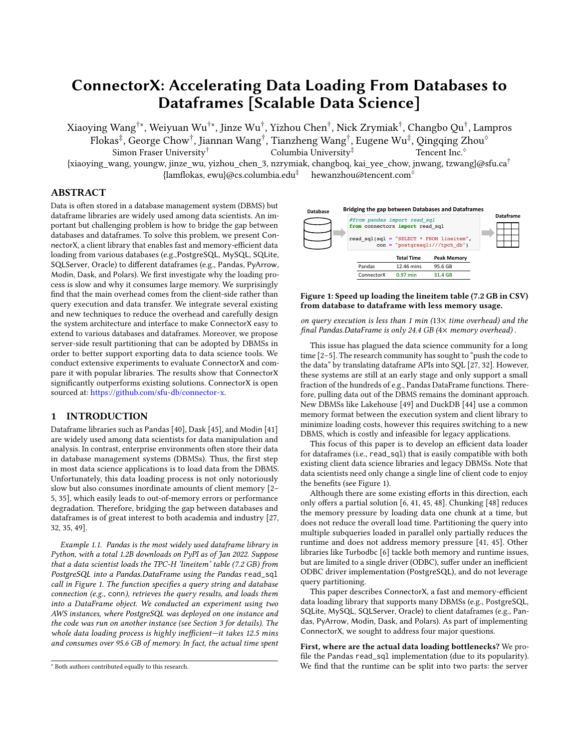# ConnectorX: Accelerating Data Loading From Databases to Dataframes [Scalable Data Science]

Xiaoying Wang[†*], Weiyuan Wu[†*], Jinze Wu[†], Yizhou Chen[†], Nick Zrymiak[†], Changbo Qu[†], Lampros Flokas[‡], George Chow[†], Jiannan Wang[†], Tianzheng Wang[†], Eugene Wu[‡], Qingqing Zhou[◇]

Simon Fraser University[†] Columbia University[‡] Tencent Inc.[◇]

{xiaoying_wang, youngw, jinze_wu, yizhou_chen_3, nzrymiak, changboq, kai_yee_chow, jnwang, tzwang}@sfu.ca[†]
{lamflokas, ewu}@cs.columbia.edu[‡] hewanzhou@tencent.com[◇]

## ABSTRACT

Data is often stored in a database management system (DBMS) but dataframe libraries are widely used among data scientists. An important but challenging problem is how to bridge the gap between databases and dataframes. To solve this problem, we present ConnectorX, a client library that enables fast and memory-efficient data loading from various databases (e.g.,PostgreSQL, MySQL, SQLite, SQLServer, Oracle) to different dataframes (e.g., Pandas, PyArrow, Modin, Dask, and Polars). We first investigate why the loading process is slow and why it consumes large memory. We surprisingly find that the main overhead comes from the client-side rather than query execution and data transfer. We integrate several existing and new techniques to reduce the overhead and carefully design the system architecture and interface to make ConnectorX easy to extend to various databases and dataframes. Moreover, we propose server-side result partitioning that can be adopted by DBMSs in order to better support exporting data to data science tools. We conduct extensive experiments to evaluate ConnectorX and compare it with popular libraries. The results show that ConnectorX significantly outperforms existing solutions. ConnectorX is open sourced at: https://github.com/sfu-db/connector-x.

## 1 INTRODUCTION

Dataframe libraries such as Pandas [40], Dask [45], and Modin [41] are widely used among data scientists for data manipulation and analysis. In contrast, enterprise environments often store their data in database management systems (DBMSs). Thus, the first step in most data science applications is to load data from the DBMS. Unfortunately, this data loading process is not only notoriously slow but also consumes inordinate amounts of client memory [2–5, 35], which easily leads to out-of-memory errors or performance degradation. Therefore, bridging the gap between databases and dataframes is of great interest to both academia and industry [27, 32, 35, 49].

*Example 1.1. Pandas is the most widely used dataframe library in Python, with a total 1.2B downloads on PyPI as of Jan 2022. Suppose that a data scientist loads the TPC-H 'lineitem' table (7.2 GB) from PostgreSQL into a Pandas.DataFrame using the Pandas* `read_sql` *call in Figure 1. The function specifies a query string and database connection (e.g.,* `conn`*), retrieves the query results, and loads them into a DataFrame object. We conducted an experiment using two AWS instances, where PostgreSQL was deployed on one instance and the code was run on another instance (see Section 3 for details). The whole data loading process is highly inefficient—it takes 12.5 mins and consumes over 95.6 GB of memory. In fact, the actual time spent on query execution is less than 1 min (13× time overhead) and the final Pandas.DataFrame is only 24.4 GB (4× memory overhead).*

**Bridging the gap between Databases and Dataframes**

```python
#from pandas import read_sql
from connectorx import read_sql

read_sql(sql = "SELECT * FROM lineitem",
         con = "postgresql:///tpch_db")
```

| | Total Time | Peak Memory |
|---|---|---|
| Pandas | 12.46 mins | 95.6 GB |
| ConnectorX | 0.97 min | 31.4 GB |

**Figure 1: Speed up loading the lineitem table (7.2 GB in CSV) from database to dataframe with less memory usage.**

This issue has plagued the data science community for a long time [2–5]. The research community has sought to "push the code to the data" by translating dataframe APIs into SQL [27, 32]. However, these systems are still at an early stage and only support a small fraction of the hundreds of e.g., Pandas DataFrame functions. Therefore, pulling data out of the DBMS remains the dominant approach. New DBMSs like Lakehouse [49] and DuckDB [44] use a common memory format between the execution system and client library to minimize loading costs, however this requires switching to a new DBMS, which is costly and infeasible for legacy applications.

This focus of this paper is to develop an efficient data loader for dataframes (i.e., `read_sql`) that is easily compatible with both existing client data science libraries and legacy DBMSs. Note that data scientists need only change a single line of client code to enjoy the benefits (see Figure 1).

Although there are some existing efforts in this direction, each only offers a partial solution [6, 41, 45, 48]. Chunking [48] reduces the memory pressure by loading data one chunk at a time, but does not reduce the overall load time. Partitioning the query into multiple subqueries loaded in parallel only partially reduces the runtime and does not address memory pressure [41, 45]. Other libraries like Turbodbc [6] tackle both memory and runtime issues, but are limited to a single driver (ODBC), suffer under an inefficient ODBC driver implementation (PostgreSQL), and do not leverage query partitioning.

This paper describes ConnectorX, a fast and memory-efficient data loading library that supports many DBMSs (e.g., PostgreSQL, SQLite, MySQL, SQLServer, Oracle) to client dataframes (e.g., Pandas, PyArrow, Modin, Dask, and Polars). As part of implementing ConnectorX, we sought to address four major questions.

**First, where are the actual data loading bottlenecks?** We profile the Pandas `read_sql` implementation (due to its popularity). We find that the runtime can be split into two parts: the server

* Both authors contributed equally to this research.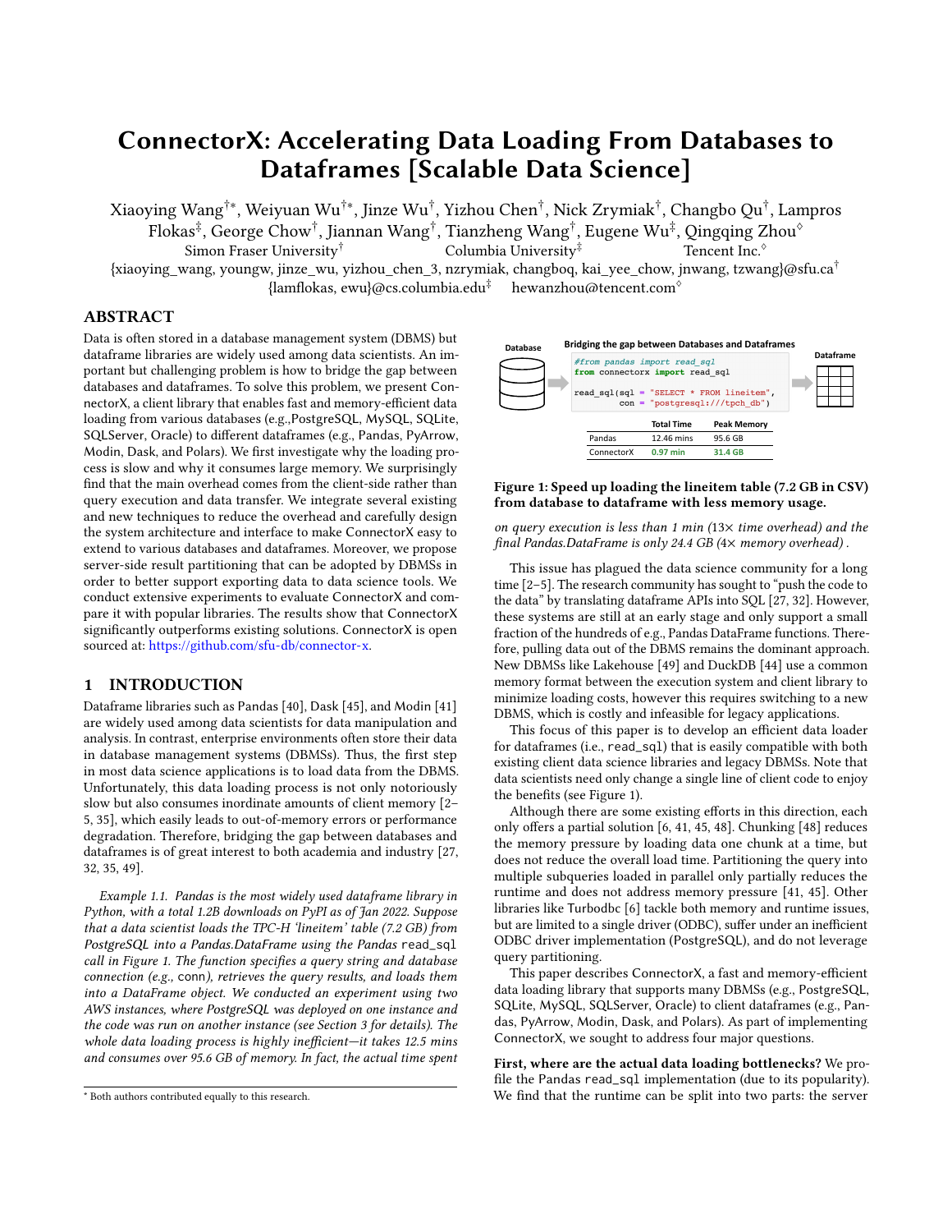# ConnectorX: Accelerating Data Loading From Databases to Dataframes [Scalable Data Science]

Xiaoying Wang[†*], Weiyuan Wu[†*], Jinze Wu[†], Yizhou Chen[†], Nick Zrymiak[†], Changbo Qu[†], Lampros Flokas[‡], George Chow[†], Jiannan Wang[†], Tianzheng Wang[†], Eugene Wu[‡], Qingqing Zhou[◊]

Simon Fraser University[†] Columbia University[‡] Tencent Inc.[◊]

{xiaoying_wang, youngw, jinze_wu, yizhou_chen_3, nzrymiak, changboq, kai_yee_chow, jnwang, tzwang}@sfu.ca[†]
{lamflokas, ewu}@cs.columbia.edu[‡] hewanzhou@tencent.com[◊]

## ABSTRACT

Data is often stored in a database management system (DBMS) but dataframe libraries are widely used among data scientists. An important but challenging problem is how to bridge the gap between databases and dataframes. To solve this problem, we present ConnectorX, a client library that enables fast and memory-efficient data loading from various databases (e.g.,PostgreSQL, MySQL, SQLite, SQLServer, Oracle) to different dataframes (e.g., Pandas, PyArrow, Modin, Dask, and Polars). We first investigate why the loading process is slow and why it consumes large memory. We surprisingly find that the main overhead comes from the client-side rather than query execution and data transfer. We integrate several existing and new techniques to reduce the overhead and carefully design the system architecture and interface to make ConnectorX easy to extend to various databases and dataframes. Moreover, we propose server-side result partitioning that can be adopted by DBMSs in order to better support exporting data to data science tools. We conduct extensive experiments to evaluate ConnectorX and compare it with popular libraries. The results show that ConnectorX significantly outperforms existing solutions. ConnectorX is open sourced at: https://github.com/sfu-db/connector-x.

## 1 INTRODUCTION

Dataframe libraries such as Pandas [40], Dask [45], and Modin [41] are widely used among data scientists for data manipulation and analysis. In contrast, enterprise environments often store their data in database management systems (DBMSs). Thus, the first step in most data science applications is to load data from the DBMS. Unfortunately, this data loading process is not only notoriously slow but also consumes inordinate amounts of client memory [2–5, 35], which easily leads to out-of-memory errors or performance degradation. Therefore, bridging the gap between databases and dataframes is of great interest to both academia and industry [27, 32, 35, 49].

*Example 1.1. Pandas is the most widely used dataframe library in Python, with a total 1.2B downloads on PyPI as of Jan 2022. Suppose that a data scientist loads the TPC-H 'lineitem' table (7.2 GB) from PostgreSQL into a Pandas.DataFrame using the Pandas* `read_sql` *call in Figure 1. The function specifies a query string and database connection (e.g.,* `conn`*), retrieves the query results, and loads them into a DataFrame object. We conducted an experiment using two AWS instances, where PostgreSQL was deployed on one instance and the code was run on another instance (see Section 3 for details). The whole data loading process is highly inefficient—it takes 12.5 mins and consumes over 95.6 GB of memory. In fact, the actual time spent on query execution is less than 1 min (13× time overhead) and the final Pandas.DataFrame is only 24.4 GB (4× memory overhead).*

Database — Bridging the gap between Databases and Dataframes — Dataframe

```python
#from pandas import read_sql
from connectorx import read_sql

read_sql(sql = "SELECT * FROM lineitem",
         con = "postgresql:///tpch_db")
```

| | Total Time | Peak Memory |
|---|---|---|
| Pandas | 12.46 mins | 95.6 GB |
| ConnectorX | 0.97 min | 31.4 GB |

**Figure 1: Speed up loading the lineitem table (7.2 GB in CSV) from database to dataframe with less memory usage.**

This issue has plagued the data science community for a long time [2–5]. The research community has sought to "push the code to the data" by translating dataframe APIs into SQL [27, 32]. However, these systems are still at an early stage and only support a small fraction of the hundreds of e.g., Pandas DataFrame functions. Therefore, pulling data out of the DBMS remains the dominant approach. New DBMSs like Lakehouse [49] and DuckDB [44] use a common memory format between the execution system and client library to minimize loading costs, however this requires switching to a new DBMS, which is costly and infeasible for legacy applications.

This focus of this paper is to develop an efficient data loader for dataframes (i.e., `read_sql`) that is easily compatible with both existing client data science libraries and legacy DBMSs. Note that data scientists need only change a single line of client code to enjoy the benefits (see Figure 1).

Although there are some existing efforts in this direction, each only offers a partial solution [6, 41, 45, 48]. Chunking [48] reduces the memory pressure by loading data one chunk at a time, but does not reduce the overall load time. Partitioning the query into multiple subqueries loaded in parallel only partially reduces the runtime and does not address memory pressure [41, 45]. Other libraries like Turbodbc [6] tackle both memory and runtime issues, but are limited to a single driver (ODBC), suffer under an inefficient ODBC driver implementation (PostgreSQL), and do not leverage query partitioning.

This paper describes ConnectorX, a fast and memory-efficient data loading library that supports many DBMSs (e.g., PostgreSQL, SQLite, MySQL, SQLServer, Oracle) to client dataframes (e.g., Pandas, PyArrow, Modin, Dask, and Polars). As part of implementing ConnectorX, we sought to address four major questions.

**First, where are the actual data loading bottlenecks?** We profile the Pandas `read_sql` implementation (due to its popularity). We find that the runtime can be split into two parts: the server

---

[*] Both authors contributed equally to this research.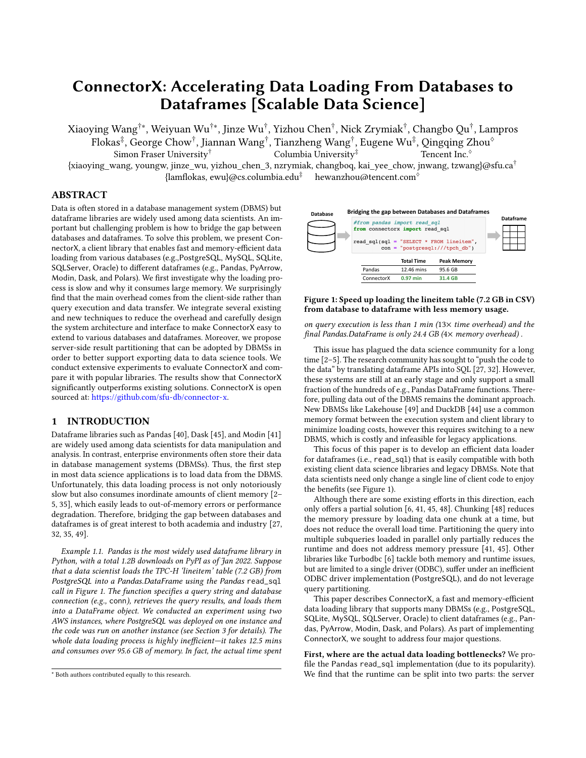# ConnectorX: Accelerating Data Loading From Databases to Dataframes [Scalable Data Science]

Xiaoying Wang[†*], Weiyuan Wu[†*], Jinze Wu[†], Yizhou Chen[†], Nick Zrymiak[†], Changbo Qu[†], Lampros Flokas[‡], George Chow[†], Jiannan Wang[†], Tianzheng Wang[†], Eugene Wu[‡], Qingqing Zhou[◇]

Simon Fraser University[†] Columbia University[‡] Tencent Inc.[◇]

{xiaoying_wang, youngw, jinze_wu, yizhou_chen_3, nzrymiak, changboq, kai_yee_chow, jnwang, tzwang}@sfu.ca[†]

{lamflokas, ewu}@cs.columbia.edu[‡] hewanzhou@tencent.com[◇]

## ABSTRACT

Data is often stored in a database management system (DBMS) but dataframe libraries are widely used among data scientists. An important but challenging problem is how to bridge the gap between databases and dataframes. To solve this problem, we present ConnectorX, a client library that enables fast and memory-efficient data loading from various databases (e.g.,PostgreSQL, MySQL, SQLite, SQLServer, Oracle) to different dataframes (e.g., Pandas, PyArrow, Modin, Dask, and Polars). We first investigate why the loading process is slow and why it consumes large memory. We surprisingly find that the main overhead comes from the client-side rather than query execution and data transfer. We integrate several existing and new techniques to reduce the overhead and carefully design the system architecture and interface to make ConnectorX easy to extend to various databases and dataframes. Moreover, we propose server-side result partitioning that can be adopted by DBMSs in order to better support exporting data to data science tools. We conduct extensive experiments to evaluate ConnectorX and compare it with popular libraries. The results show that ConnectorX significantly outperforms existing solutions. ConnectorX is open sourced at: https://github.com/sfu-db/connector-x.

## 1 INTRODUCTION

Dataframe libraries such as Pandas [40], Dask [45], and Modin [41] are widely used among data scientists for data manipulation and analysis. In contrast, enterprise environments often store their data in database management systems (DBMSs). Thus, the first step in most data science applications is to load data from the DBMS. Unfortunately, this data loading process is not only notoriously slow but also consumes inordinate amounts of client memory [2–5, 35], which easily leads to out-of-memory errors or performance degradation. Therefore, bridging the gap between databases and dataframes is of great interest to both academia and industry [27, 32, 35, 49].

*Example 1.1. Pandas is the most widely used dataframe library in Python, with a total 1.2B downloads on PyPI as of Jan 2022. Suppose that a data scientist loads the TPC-H 'lineitem' table (7.2 GB) from PostgreSQL into a Pandas.DataFrame using the Pandas* `read_sql` *call in Figure 1. The function specifies a query string and database connection (e.g.,* `conn`*), retrieves the query results, and loads them into a DataFrame object. We conducted an experiment using two AWS instances, where PostgreSQL was deployed on one instance and the code was run on another instance (see Section 3 for details). The whole data loading process is highly inefficient—it takes 12.5 mins and consumes over 95.6 GB of memory. In fact, the actual time spent on query execution is less than 1 min (13× time overhead) and the final Pandas.DataFrame is only 24.4 GB (4× memory overhead).*

Database — Bridging the gap between Databases and Dataframes — Dataframe

```python
#from pandas import read_sql
from connectorx import read_sql

read_sql(sql = "SELECT * FROM lineitem",
         con = "postgresql:///tpch_db")
```

| | Total Time | Peak Memory |
|---|---|---|
| Pandas | 12.46 mins | 95.6 GB |
| ConnectorX | 0.97 min | 31.4 GB |

**Figure 1: Speed up loading the lineitem table (7.2 GB in CSV) from database to dataframe with less memory usage.**

This issue has plagued the data science community for a long time [2–5]. The research community has sought to "push the code to the data" by translating dataframe APIs into SQL [27, 32]. However, these systems are still at an early stage and only support a small fraction of the hundreds of e.g., Pandas DataFrame functions. Therefore, pulling data out of the DBMS remains the dominant approach. New DBMSs like Lakehouse [49] and DuckDB [44] use a common memory format between the execution system and client library to minimize loading costs, however this requires switching to a new DBMS, which is costly and infeasible for legacy applications.

This focus of this paper is to develop an efficient data loader for dataframes (i.e., `read_sql`) that is easily compatible with both existing client data science libraries and legacy DBMSs. Note that data scientists need only change a single line of client code to enjoy the benefits (see Figure 1).

Although there are some existing efforts in this direction, each only offers a partial solution [6, 41, 45, 48]. Chunking [48] reduces the memory pressure by loading data one chunk at a time, but does not reduce the overall load time. Partitioning the query into multiple subqueries loaded in parallel only partially reduces the runtime and does not address memory pressure [41, 45]. Other libraries like Turbodbc [6] tackle both memory and runtime issues, but are limited to a single driver (ODBC), suffer under an inefficient ODBC driver implementation (PostgreSQL), and do not leverage query partitioning.

This paper describes ConnectorX, a fast and memory-efficient data loading library that supports many DBMSs (e.g., PostgreSQL, SQLite, MySQL, SQLServer, Oracle) to client dataframes (e.g., Pandas, PyArrow, Modin, Dask, and Polars). As part of implementing ConnectorX, we sought to address four major questions.

**First, where are the actual data loading bottlenecks?** We profile the Pandas `read_sql` implementation (due to its popularity). We find that the runtime can be split into two parts: the server

* Both authors contributed equally to this research.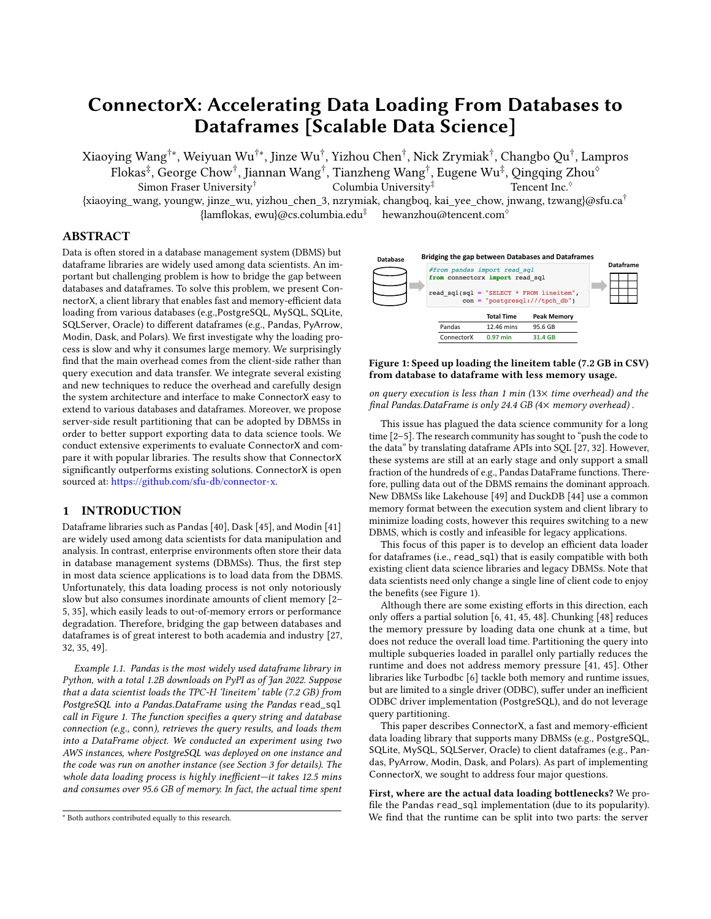# ConnectorX: Accelerating Data Loading From Databases to Dataframes [Scalable Data Science]

Xiaoying Wang[†*], Weiyuan Wu[†*], Jinze Wu[†], Yizhou Chen[†], Nick Zrymiak[†], Changbo Qu[†], Lampros Flokas[‡], George Chow[†], Jiannan Wang[†], Tianzheng Wang[†], Eugene Wu[‡], Qingqing Zhou[◇]

Simon Fraser University[†] Columbia University[‡] Tencent Inc.[◇]

{xiaoying_wang, youngw, jinze_wu, yizhou_chen_3, nzrymiak, changboq, kai_yee_chow, jnwang, tzwang}@sfu.ca[†]
{lamflokas, ewu}@cs.columbia.edu[‡] hewanzhou@tencent.com[◇]

## ABSTRACT

Data is often stored in a database management system (DBMS) but dataframe libraries are widely used among data scientists. An important but challenging problem is how to bridge the gap between databases and dataframes. To solve this problem, we present ConnectorX, a client library that enables fast and memory-efficient data loading from various databases (e.g.,PostgreSQL, MySQL, SQLite, SQLServer, Oracle) to different dataframes (e.g., Pandas, PyArrow, Modin, Dask, and Polars). We first investigate why the loading process is slow and why it consumes large memory. We surprisingly find that the main overhead comes from the client-side rather than query execution and data transfer. We integrate several existing and new techniques to reduce the overhead and carefully design the system architecture and interface to make ConnectorX easy to extend to various databases and dataframes. Moreover, we propose server-side result partitioning that can be adopted by DBMSs in order to better support exporting data to data science tools. We conduct extensive experiments to evaluate ConnectorX and compare it with popular libraries. The results show that ConnectorX significantly outperforms existing solutions. ConnectorX is open sourced at: https://github.com/sfu-db/connector-x.

## 1 INTRODUCTION

Dataframe libraries such as Pandas [40], Dask [45], and Modin [41] are widely used among data scientists for data manipulation and analysis. In contrast, enterprise environments often store their data in database management systems (DBMSs). Thus, the first step in most data science applications is to load data from the DBMS. Unfortunately, this data loading process is not only notoriously slow but also consumes inordinate amounts of client memory [2–5, 35], which easily leads to out-of-memory errors or performance degradation. Therefore, bridging the gap between databases and dataframes is of great interest to both academia and industry [27, 32, 35, 49].

*Example 1.1. Pandas is the most widely used dataframe library in Python, with a total 1.2B downloads on PyPI as of Jan 2022. Suppose that a data scientist loads the TPC-H 'lineitem' table (7.2 GB) from PostgreSQL into a Pandas.DataFrame using the Pandas* `read_sql` *call in Figure 1. The function specifies a query string and database connection (e.g.,* `conn`*), retrieves the query results, and loads them into a DataFrame object. We conducted an experiment using two AWS instances, where PostgreSQL was deployed on one instance and the code was run on another instance (see Section 3 for details). The whole data loading process is highly inefficient—it takes 12.5 mins and consumes over 95.6 GB of memory. In fact, the actual time spent on query execution is less than 1 min (13× time overhead) and the final Pandas.DataFrame is only 24.4 GB (4× memory overhead).*

**Database** → **Bridging the gap between Databases and Dataframes** → **Dataframe**

```python
#from pandas import read_sql
from connectorx import read_sql

read_sql(sql = "SELECT * FROM lineitem",
         con = "postgresql:///tpch_db")
```

| | Total Time | Peak Memory |
|---|---|---|
| Pandas | 12.46 mins | 95.6 GB |
| ConnectorX | 0.97 min | 31.4 GB |

**Figure 1: Speed up loading the lineitem table (7.2 GB in CSV) from database to dataframe with less memory usage.**

This issue has plagued the data science community for a long time [2–5]. The research community has sought to "push the code to the data" by translating dataframe APIs into SQL [27, 32]. However, these systems are still at an early stage and only support a small fraction of the hundreds of e.g., Pandas DataFrame functions. Therefore, pulling data out of the DBMS remains the dominant approach. New DBMSs like Lakehouse [49] and DuckDB [44] use a common memory format between the execution system and client library to minimize loading costs, however this requires switching to a new DBMS, which is costly and infeasible for legacy applications.

This focus of this paper is to develop an efficient data loader for dataframes (i.e., `read_sql`) that is easily compatible with both existing client data science libraries and legacy DBMSs. Note that data scientists need only change a single line of client code to enjoy the benefits (see Figure 1).

Although there are some existing efforts in this direction, each only offers a partial solution [6, 41, 45, 48]. Chunking [48] reduces the memory pressure by loading data one chunk at a time, but does not reduce the overall load time. Partitioning the query into multiple subqueries loaded in parallel only partially reduces the runtime and does not address memory pressure [41, 45]. Other libraries like Turbodbc [6] tackle both memory and runtime issues, but are limited to a single driver (ODBC), suffer under an inefficient ODBC driver implementation (PostgreSQL), and do not leverage query partitioning.

This paper describes ConnectorX, a fast and memory-efficient data loading library that supports many DBMSs (e.g., PostgreSQL, SQLite, MySQL, SQLServer, Oracle) to client dataframes (e.g., Pandas, PyArrow, Modin, Dask, and Polars). As part of implementing ConnectorX, we sought to address four major questions.

**First, where are the actual data loading bottlenecks?** We profile the Pandas `read_sql` implementation (due to its popularity). We find that the runtime can be split into two parts: the server

* Both authors contributed equally to this research.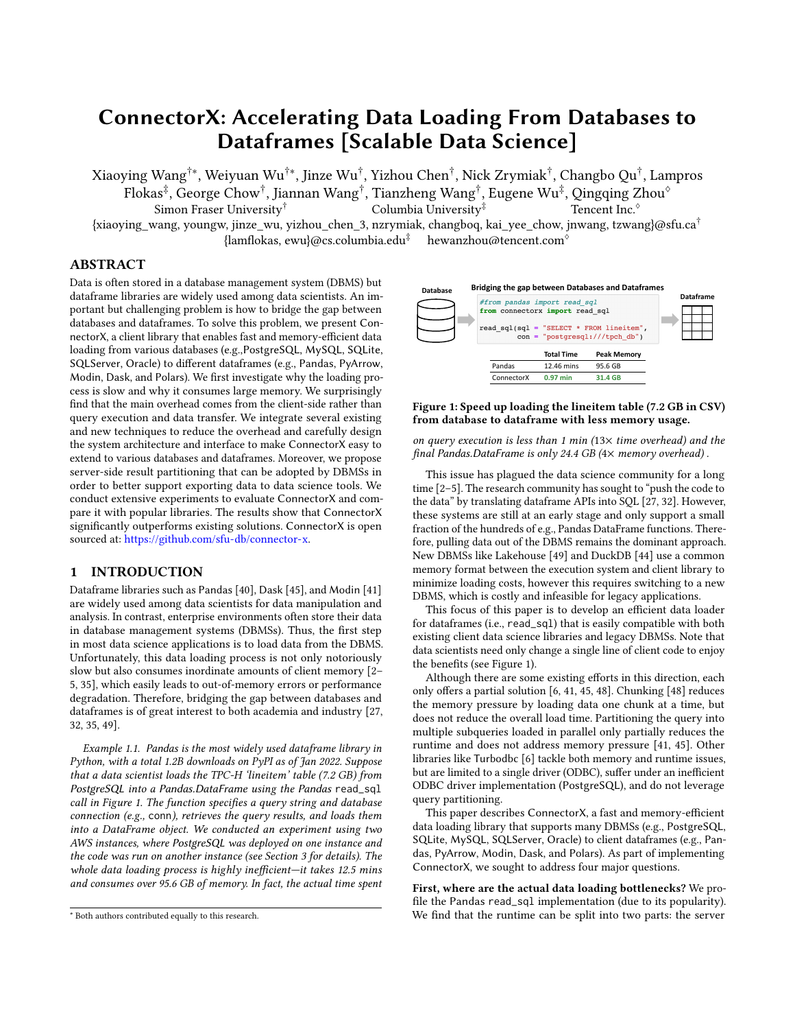# ConnectorX: Accelerating Data Loading From Databases to Dataframes [Scalable Data Science]

Xiaoying Wang[†*], Weiyuan Wu[†*], Jinze Wu[†], Yizhou Chen[†], Nick Zrymiak[†], Changbo Qu[†], Lampros Flokas[‡], George Chow[†], Jiannan Wang[†], Tianzheng Wang[†], Eugene Wu[‡], Qingqing Zhou[◇]

Simon Fraser University[†] Columbia University[‡] Tencent Inc.[◇]

{xiaoying_wang, youngw, jinze_wu, yizhou_chen_3, nzrymiak, changboq, kai_yee_chow, jnwang, tzwang}@sfu.ca[†]
{lamflokas, ewu}@cs.columbia.edu[‡] hewanzhou@tencent.com[◇]

## ABSTRACT

Data is often stored in a database management system (DBMS) but dataframe libraries are widely used among data scientists. An important but challenging problem is how to bridge the gap between databases and dataframes. To solve this problem, we present ConnectorX, a client library that enables fast and memory-efficient data loading from various databases (e.g.,PostgreSQL, MySQL, SQLite, SQLServer, Oracle) to different dataframes (e.g., Pandas, PyArrow, Modin, Dask, and Polars). We first investigate why the loading process is slow and why it consumes large memory. We surprisingly find that the main overhead comes from the client-side rather than query execution and data transfer. We integrate several existing and new techniques to reduce the overhead and carefully design the system architecture and interface to make ConnectorX easy to extend to various databases and dataframes. Moreover, we propose server-side result partitioning that can be adopted by DBMSs in order to better support exporting data to data science tools. We conduct extensive experiments to evaluate ConnectorX and compare it with popular libraries. The results show that ConnectorX significantly outperforms existing solutions. ConnectorX is open sourced at: https://github.com/sfu-db/connector-x.

## 1 INTRODUCTION

Dataframe libraries such as Pandas [40], Dask [45], and Modin [41] are widely used among data scientists for data manipulation and analysis. In contrast, enterprise environments often store their data in database management systems (DBMSs). Thus, the first step in most data science applications is to load data from the DBMS. Unfortunately, this data loading process is not only notoriously slow but also consumes inordinate amounts of client memory [2–5, 35], which easily leads to out-of-memory errors or performance degradation. Therefore, bridging the gap between databases and dataframes is of great interest to both academia and industry [27, 32, 35, 49].

*Example 1.1. Pandas is the most widely used dataframe library in Python, with a total 1.2B downloads on PyPI as of Jan 2022. Suppose that a data scientist loads the TPC-H 'lineitem' table (7.2 GB) from PostgreSQL into a Pandas.DataFrame using the Pandas* `read_sql` *call in Figure 1. The function specifies a query string and database connection (e.g.,* `conn`*), retrieves the query results, and loads them into a DataFrame object. We conducted an experiment using two AWS instances, where PostgreSQL was deployed on one instance and the code was run on another instance (see Section 3 for details). The whole data loading process is highly inefficient—it takes 12.5 mins and consumes over 95.6 GB of memory. In fact, the actual time spent on query execution is less than 1 min (13× time overhead) and the final Pandas.DataFrame is only 24.4 GB (4× memory overhead).*

**Database** — **Bridging the gap between Databases and Dataframes** — **Dataframe**

```python
#from pandas import read_sql
from connectorx import read_sql

read_sql(sql = "SELECT * FROM lineitem",
         con = "postgresql:///tpch_db")
```

| | Total Time | Peak Memory |
|---|---|---|
| Pandas | 12.46 mins | 95.6 GB |
| ConnectorX | 0.97 min | 31.4 GB |

**Figure 1: Speed up loading the lineitem table (7.2 GB in CSV) from database to dataframe with less memory usage.**

This issue has plagued the data science community for a long time [2–5]. The research community has sought to "push the code to the data" by translating dataframe APIs into SQL [27, 32]. However, these systems are still at an early stage and only support a small fraction of the hundreds of e.g., Pandas DataFrame functions. Therefore, pulling data out of the DBMS remains the dominant approach. New DBMSs like Lakehouse [49] and DuckDB [44] use a common memory format between the execution system and client library to minimize loading costs, however this requires switching to a new DBMS, which is costly and infeasible for legacy applications.

This focus of this paper is to develop an efficient data loader for dataframes (i.e., `read_sql`) that is easily compatible with both existing client data science libraries and legacy DBMSs. Note that data scientists need only change a single line of client code to enjoy the benefits (see Figure 1).

Although there are some existing efforts in this direction, each only offers a partial solution [6, 41, 45, 48]. Chunking [48] reduces the memory pressure by loading data one chunk at a time, but does not reduce the overall load time. Partitioning the query into multiple subqueries loaded in parallel only partially reduces the runtime and does not address memory pressure [41, 45]. Other libraries like Turbodbc [6] tackle both memory and runtime issues, but are limited to a single driver (ODBC), suffer under an inefficient ODBC driver implementation (PostgreSQL), and do not leverage query partitioning.

This paper describes ConnectorX, a fast and memory-efficient data loading library that supports many DBMSs (e.g., PostgreSQL, SQLite, MySQL, SQLServer, Oracle) to client dataframes (e.g., Pandas, PyArrow, Modin, Dask, and Polars). As part of implementing ConnectorX, we sought to address four major questions.

**First, where are the actual data loading bottlenecks?** We profile the Pandas `read_sql` implementation (due to its popularity). We find that the runtime can be split into two parts: the server

---

* Both authors contributed equally to this research.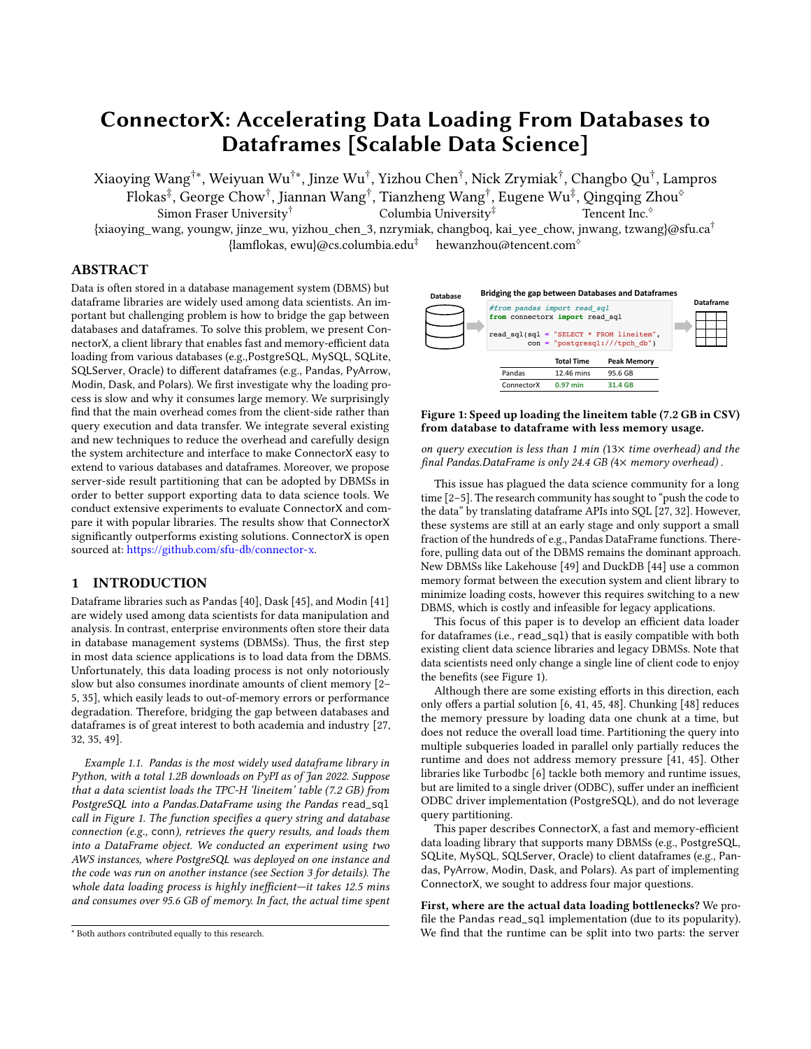# ConnectorX: Accelerating Data Loading From Databases to Dataframes [Scalable Data Science]

Xiaoying Wang[†*], Weiyuan Wu[†*], Jinze Wu[†], Yizhou Chen[†], Nick Zrymiak[†], Changbo Qu[†], Lampros Flokas[‡], George Chow[†], Jiannan Wang[†], Tianzheng Wang[†], Eugene Wu[‡], Qingqing Zhou[◇]

Simon Fraser University[†] Columbia University[‡] Tencent Inc.[◇]

{xiaoying_wang, youngw, jinze_wu, yizhou_chen_3, nzrymiak, changboq, kai_yee_chow, jnwang, tzwang}@sfu.ca[†]

{lamflokas, ewu}@cs.columbia.edu[‡] hewanzhou@tencent.com[◇]

## ABSTRACT

Data is often stored in a database management system (DBMS) but dataframe libraries are widely used among data scientists. An important but challenging problem is how to bridge the gap between databases and dataframes. To solve this problem, we present ConnectorX, a client library that enables fast and memory-efficient data loading from various databases (e.g.,PostgreSQL, MySQL, SQLite, SQLServer, Oracle) to different dataframes (e.g., Pandas, PyArrow, Modin, Dask, and Polars). We first investigate why the loading process is slow and why it consumes large memory. We surprisingly find that the main overhead comes from the client-side rather than query execution and data transfer. We integrate several existing and new techniques to reduce the overhead and carefully design the system architecture and interface to make ConnectorX easy to extend to various databases and dataframes. Moreover, we propose server-side result partitioning that can be adopted by DBMSs in order to better support exporting data to data science tools. We conduct extensive experiments to evaluate ConnectorX and compare it with popular libraries. The results show that ConnectorX significantly outperforms existing solutions. ConnectorX is open sourced at: https://github.com/sfu-db/connector-x.

## 1 INTRODUCTION

Dataframe libraries such as Pandas [40], Dask [45], and Modin [41] are widely used among data scientists for data manipulation and analysis. In contrast, enterprise environments often store their data in database management systems (DBMSs). Thus, the first step in most data science applications is to load data from the DBMS. Unfortunately, this data loading process is not only notoriously slow but also consumes inordinate amounts of client memory [2–5, 35], which easily leads to out-of-memory errors or performance degradation. Therefore, bridging the gap between databases and dataframes is of great interest to both academia and industry [27, 32, 35, 49].

*Example 1.1. Pandas is the most widely used dataframe library in Python, with a total 1.2B downloads on PyPI as of Jan 2022. Suppose that a data scientist loads the TPC-H 'lineitem' table (7.2 GB) from PostgreSQL into a Pandas.DataFrame using the Pandas* `read_sql` *call in Figure 1. The function specifies a query string and database connection (e.g.,* `conn`*), retrieves the query results, and loads them into a DataFrame object. We conducted an experiment using two AWS instances, where PostgreSQL was deployed on one instance and the code was run on another instance (see Section 3 for details). The whole data loading process is highly inefficient—it takes 12.5 mins and consumes over 95.6 GB of memory. In fact, the actual time spent on query execution is less than 1 min (13× time overhead) and the final Pandas.DataFrame is only 24.4 GB (4× memory overhead).*

**Bridging the gap between Databases and Dataframes**

```python
#from pandas import read_sql
from connectorx import read_sql

read_sql(sql = "SELECT * FROM lineitem",
         con = "postgresql:///tpch_db")
```

| | Total Time | Peak Memory |
|---|---|---|
| Pandas | 12.46 mins | 95.6 GB |
| ConnectorX | 0.97 min | 31.4 GB |

**Figure 1: Speed up loading the lineitem table (7.2 GB in CSV) from database to dataframe with less memory usage.**

This issue has plagued the data science community for a long time [2–5]. The research community has sought to "push the code to the data" by translating dataframe APIs into SQL [27, 32]. However, these systems are still at an early stage and only support a small fraction of the hundreds of e.g., Pandas DataFrame functions. Therefore, pulling data out of the DBMS remains the dominant approach. New DBMSs like Lakehouse [49] and DuckDB [44] use a common memory format between the execution system and client library to minimize loading costs, however this requires switching to a new DBMS, which is costly and infeasible for legacy applications.

This focus of this paper is to develop an efficient data loader for dataframes (i.e., `read_sql`) that is easily compatible with both existing client data science libraries and legacy DBMSs. Note that data scientists need only change a single line of client code to enjoy the benefits (see Figure 1).

Although there are some existing efforts in this direction, each only offers a partial solution [6, 41, 45, 48]. Chunking [48] reduces the memory pressure by loading data one chunk at a time, but does not reduce the overall load time. Partitioning the query into multiple subqueries loaded in parallel only partially reduces the runtime and does not address memory pressure [41, 45]. Other libraries like Turbodbc [6] tackle both memory and runtime issues, but are limited to a single driver (ODBC), suffer under an inefficient ODBC driver implementation (PostgreSQL), and do not leverage query partitioning.

This paper describes ConnectorX, a fast and memory-efficient data loading library that supports many DBMSs (e.g., PostgreSQL, SQLite, MySQL, SQLServer, Oracle) to client dataframes (e.g., Pandas, PyArrow, Modin, Dask, and Polars). As part of implementing ConnectorX, we sought to address four major questions.

**First, where are the actual data loading bottlenecks?** We profile the Pandas `read_sql` implementation (due to its popularity). We find that the runtime can be split into two parts: the server

---

[*] Both authors contributed equally to this research.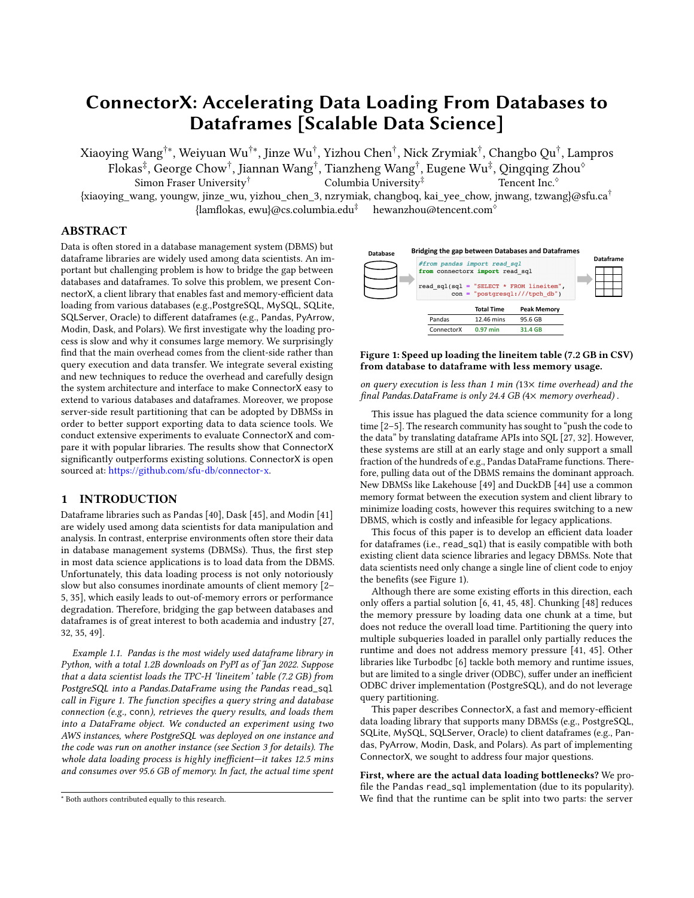# ConnectorX: Accelerating Data Loading From Databases to Dataframes [Scalable Data Science]

Xiaoying Wang[†*], Weiyuan Wu[†*], Jinze Wu[†], Yizhou Chen[†], Nick Zrymiak[†], Changbo Qu[†], Lampros Flokas[‡], George Chow[†], Jiannan Wang[†], Tianzheng Wang[†], Eugene Wu[‡], Qingqing Zhou[◇]

Simon Fraser University[†] Columbia University[‡] Tencent Inc.[◇]

{xiaoying_wang, youngw, jinze_wu, yizhou_chen_3, nzrymiak, changboq, kai_yee_chow, jnwang, tzwang}@sfu.ca[†]
{lamflokas, ewu}@cs.columbia.edu[‡] hewanzhou@tencent.com[◇]

## ABSTRACT

Data is often stored in a database management system (DBMS) but dataframe libraries are widely used among data scientists. An important but challenging problem is how to bridge the gap between databases and dataframes. To solve this problem, we present ConnectorX, a client library that enables fast and memory-efficient data loading from various databases (e.g.,PostgreSQL, MySQL, SQLite, SQLServer, Oracle) to different dataframes (e.g., Pandas, PyArrow, Modin, Dask, and Polars). We first investigate why the loading process is slow and why it consumes large memory. We surprisingly find that the main overhead comes from the client-side rather than query execution and data transfer. We integrate several existing and new techniques to reduce the overhead and carefully design the system architecture and interface to make ConnectorX easy to extend to various databases and dataframes. Moreover, we propose server-side result partitioning that can be adopted by DBMSs in order to better support exporting data to data science tools. We conduct extensive experiments to evaluate ConnectorX and compare it with popular libraries. The results show that ConnectorX significantly outperforms existing solutions. ConnectorX is open sourced at: https://github.com/sfu-db/connector-x.

## 1 INTRODUCTION

Dataframe libraries such as Pandas [40], Dask [45], and Modin [41] are widely used among data scientists for data manipulation and analysis. In contrast, enterprise environments often store their data in database management systems (DBMSs). Thus, the first step in most data science applications is to load data from the DBMS. Unfortunately, this data loading process is not only notoriously slow but also consumes inordinate amounts of client memory [2–5, 35], which easily leads to out-of-memory errors or performance degradation. Therefore, bridging the gap between databases and dataframes is of great interest to both academia and industry [27, 32, 35, 49].

*Example 1.1. Pandas is the most widely used dataframe library in Python, with a total 1.2B downloads on PyPI as of Jan 2022. Suppose that a data scientist loads the TPC-H 'lineitem' table (7.2 GB) from PostgreSQL into a Pandas.DataFrame using the Pandas* `read_sql` *call in Figure 1. The function specifies a query string and database connection (e.g.,* `conn`*), retrieves the query results, and loads them into a DataFrame object. We conducted an experiment using two AWS instances, where PostgreSQL was deployed on one instance and the code was run on another instance (see Section 3 for details). The whole data loading process is highly inefficient—it takes 12.5 mins and consumes over 95.6 GB of memory. In fact, the actual time spent on query execution is less than 1 min (13× time overhead) and the final Pandas.DataFrame is only 24.4 GB (4× memory overhead).*

Database — Bridging the gap between Databases and Dataframes — Dataframe

```python
#from pandas import read_sql
from connectorx import read_sql

read_sql(sql = "SELECT * FROM lineitem",
         con = "postgresql:///tpch_db")
```

| | Total Time | Peak Memory |
|---|---|---|
| Pandas | 12.46 mins | 95.6 GB |
| ConnectorX | 0.97 min | 31.4 GB |

**Figure 1: Speed up loading the lineitem table (7.2 GB in CSV) from database to dataframe with less memory usage.**

This issue has plagued the data science community for a long time [2–5]. The research community has sought to "push the code to the data" by translating dataframe APIs into SQL [27, 32]. However, these systems are still at an early stage and only support a small fraction of the hundreds of e.g., Pandas DataFrame functions. Therefore, pulling data out of the DBMS remains the dominant approach. New DBMSs like Lakehouse [49] and DuckDB [44] use a common memory format between the execution system and client library to minimize loading costs, however this requires switching to a new DBMS, which is costly and infeasible for legacy applications.

This focus of this paper is to develop an efficient data loader for dataframes (i.e., `read_sql`) that is easily compatible with both existing client data science libraries and legacy DBMSs. Note that data scientists need only change a single line of client code to enjoy the benefits (see Figure 1).

Although there are some existing efforts in this direction, each only offers a partial solution [6, 41, 45, 48]. Chunking [48] reduces the memory pressure by loading data one chunk at a time, but does not reduce the overall load time. Partitioning the query into multiple subqueries loaded in parallel only partially reduces the runtime and does not address memory pressure [41, 45]. Other libraries like Turbodbc [6] tackle both memory and runtime issues, but are limited to a single driver (ODBC), suffer under an inefficient ODBC driver implementation (PostgreSQL), and do not leverage query partitioning.

This paper describes ConnectorX, a fast and memory-efficient data loading library that supports many DBMSs (e.g., PostgreSQL, SQLite, MySQL, SQLServer, Oracle) to client dataframes (e.g., Pandas, PyArrow, Modin, Dask, and Polars). As part of implementing ConnectorX, we sought to address four major questions.

**First, where are the actual data loading bottlenecks?** We profile the Pandas `read_sql` implementation (due to its popularity). We find that the runtime can be split into two parts: the server

---
* Both authors contributed equally to this research.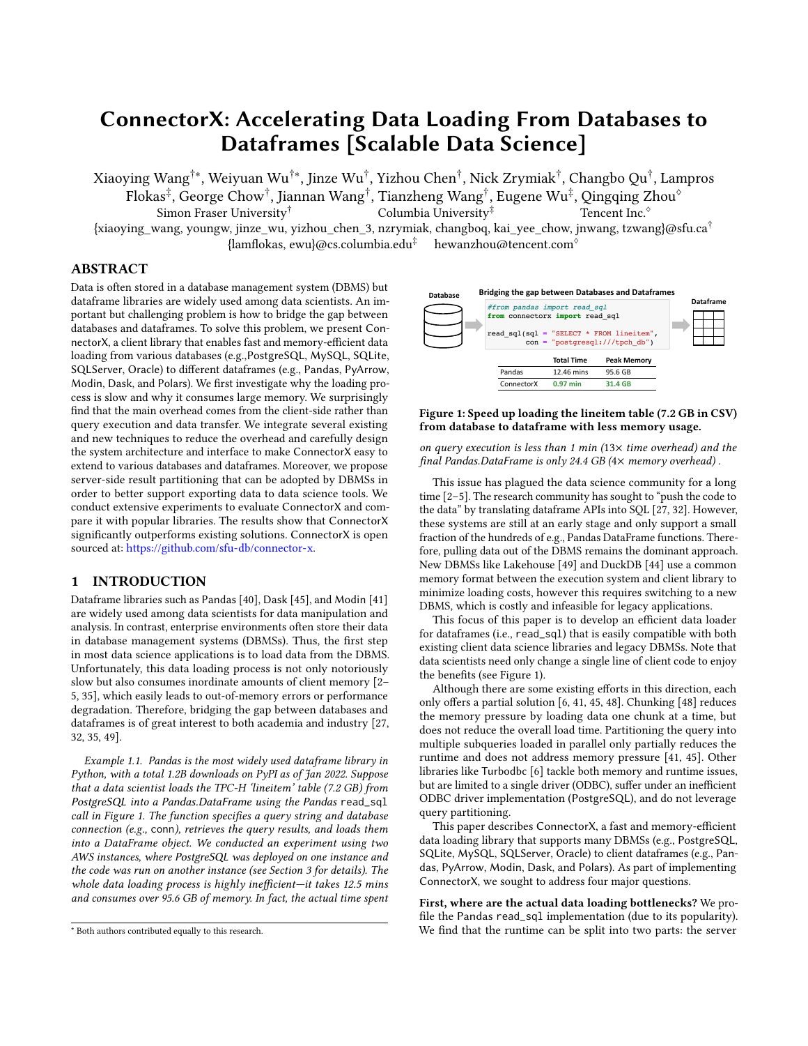# ConnectorX: Accelerating Data Loading From Databases to Dataframes [Scalable Data Science]

Xiaoying Wang[†*], Weiyuan Wu[†*], Jinze Wu[†], Yizhou Chen[†], Nick Zrymiak[†], Changbo Qu[†], Lampros Flokas[‡], George Chow[†], Jiannan Wang[†], Tianzheng Wang[†], Eugene Wu[‡], Qingqing Zhou[◊]

Simon Fraser University[†] Columbia University[‡] Tencent Inc.[◊]

{xiaoying_wang, youngw, jinze_wu, yizhou_chen_3, nzrymiak, changboq, kai_yee_chow, jnwang, tzwang}@sfu.ca[†]
{lamflokas, ewu}@cs.columbia.edu[‡] hewanzhou@tencent.com[◊]

## ABSTRACT

Data is often stored in a database management system (DBMS) but dataframe libraries are widely used among data scientists. An important but challenging problem is how to bridge the gap between databases and dataframes. To solve this problem, we present ConnectorX, a client library that enables fast and memory-efficient data loading from various databases (e.g.,PostgreSQL, MySQL, SQLite, SQLServer, Oracle) to different dataframes (e.g., Pandas, PyArrow, Modin, Dask, and Polars). We first investigate why the loading process is slow and why it consumes large memory. We surprisingly find that the main overhead comes from the client-side rather than query execution and data transfer. We integrate several existing and new techniques to reduce the overhead and carefully design the system architecture and interface to make ConnectorX easy to extend to various databases and dataframes. Moreover, we propose server-side result partitioning that can be adopted by DBMSs in order to better support exporting data to data science tools. We conduct extensive experiments to evaluate ConnectorX and compare it with popular libraries. The results show that ConnectorX significantly outperforms existing solutions. ConnectorX is open sourced at: https://github.com/sfu-db/connector-x.

## 1 INTRODUCTION

Dataframe libraries such as Pandas [40], Dask [45], and Modin [41] are widely used among data scientists for data manipulation and analysis. In contrast, enterprise environments often store their data in database management systems (DBMSs). Thus, the first step in most data science applications is to load data from the DBMS. Unfortunately, this data loading process is not only notoriously slow but also consumes inordinate amounts of client memory [2–5, 35], which easily leads to out-of-memory errors or performance degradation. Therefore, bridging the gap between databases and dataframes is of great interest to both academia and industry [27, 32, 35, 49].

*Example 1.1. Pandas is the most widely used dataframe library in Python, with a total 1.2B downloads on PyPI as of Jan 2022. Suppose that a data scientist loads the TPC-H 'lineitem' table (7.2 GB) from PostgreSQL into a Pandas.DataFrame using the Pandas* `read_sql` *call in Figure 1. The function specifies a query string and database connection (e.g.,* `conn`*), retrieves the query results, and loads them into a DataFrame object. We conducted an experiment using two AWS instances, where PostgreSQL was deployed on one instance and the code was run on another instance (see Section 3 for details). The whole data loading process is highly inefficient—it takes 12.5 mins and consumes over 95.6 GB of memory. In fact, the actual time spent on query execution is less than 1 min (13× time overhead) and the final Pandas.DataFrame is only 24.4 GB (4× memory overhead).*

Database

Bridging the gap between Databases and Dataframes

```
#from pandas import read_sql
from connectorx import read_sql

read_sql(sql = "SELECT * FROM lineitem",
         con = "postgresql:///tpch_db")
```

Dataframe

| | Total Time | Peak Memory |
|---|---|---|
| Pandas | 12.46 mins | 95.6 GB |
| ConnectorX | 0.97 min | 31.4 GB |

**Figure 1: Speed up loading the lineitem table (7.2 GB in CSV) from database to dataframe with less memory usage.**

This issue has plagued the data science community for a long time [2–5]. The research community has sought to "push the code to the data" by translating dataframe APIs into SQL [27, 32]. However, these systems are still at an early stage and only support a small fraction of the hundreds of e.g., Pandas DataFrame functions. Therefore, pulling data out of the DBMS remains the dominant approach. New DBMSs like Lakehouse [49] and DuckDB [44] use a common memory format between the execution system and client library to minimize loading costs, however this requires switching to a new DBMS, which is costly and infeasible for legacy applications.

This focus of this paper is to develop an efficient data loader for dataframes (i.e., `read_sql`) that is easily compatible with both existing client data science libraries and legacy DBMSs. Note that data scientists need only change a single line of client code to enjoy the benefits (see Figure 1).

Although there are some existing efforts in this direction, each only offers a partial solution [6, 41, 45, 48]. Chunking [48] reduces the memory pressure by loading data one chunk at a time, but does not reduce the overall load time. Partitioning the query into multiple subqueries loaded in parallel only partially reduces the runtime and does not address memory pressure [41, 45]. Other libraries like Turbodbc [6] tackle both memory and runtime issues, but are limited to a single driver (ODBC), suffer under an inefficient ODBC driver implementation (PostgreSQL), and do not leverage query partitioning.

This paper describes ConnectorX, a fast and memory-efficient data loading library that supports many DBMSs (e.g., PostgreSQL, SQLite, MySQL, SQLServer, Oracle) to client dataframes (e.g., Pandas, PyArrow, Modin, Dask, and Polars). As part of implementing ConnectorX, we sought to address four major questions.

**First, where are the actual data loading bottlenecks?** We profile the Pandas `read_sql` implementation (due to its popularity). We find that the runtime can be split into two parts: the server

---

[*] Both authors contributed equally to this research.